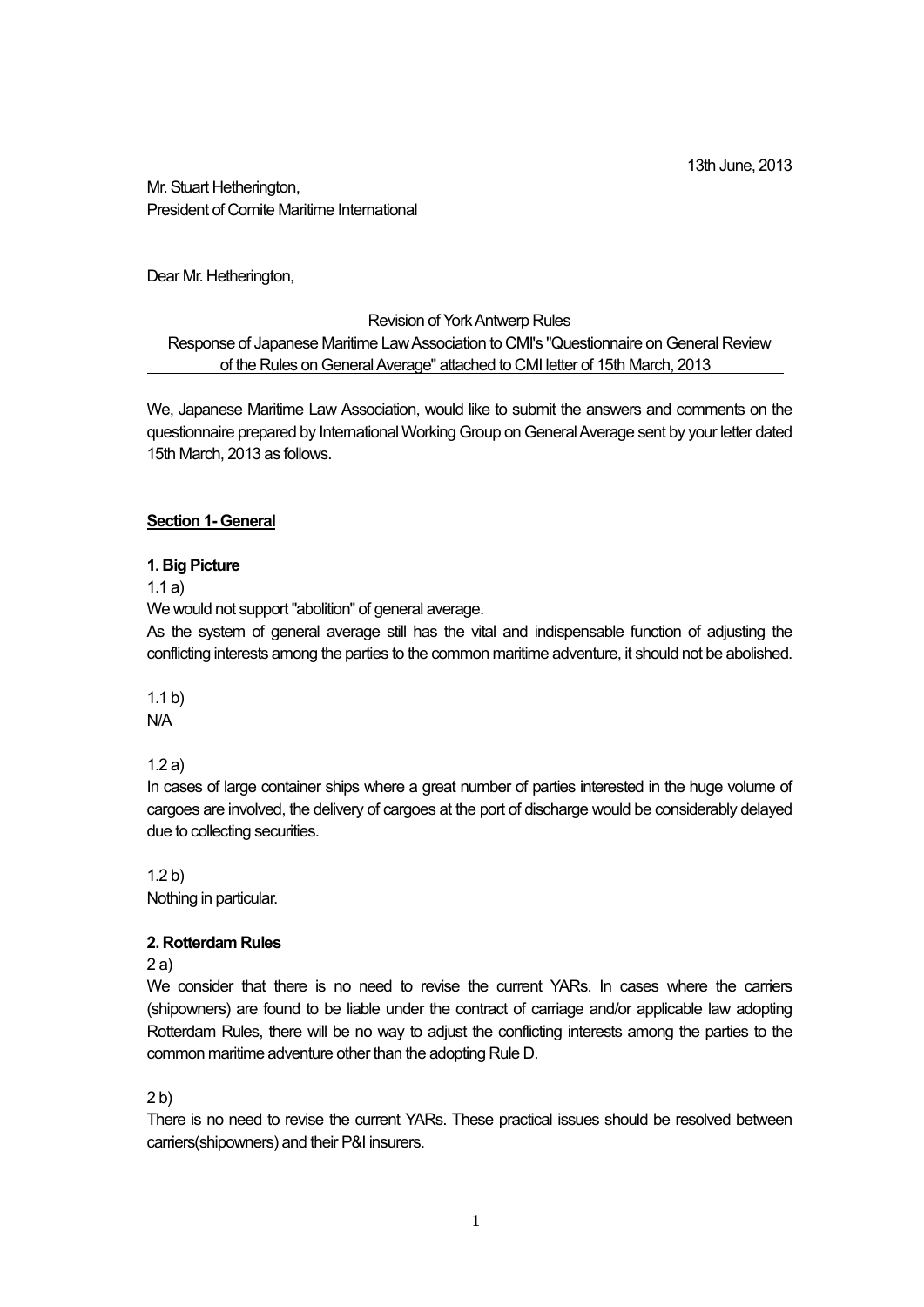13th June, 2013

Mr. Stuart Hetherington,
President of Comite Maritime International

Dear Mr. Hetherington,

Revision of York Antwerp Rules
<u>Response of Japanese Maritime Law Association to CMI's "Questionnaire on General Review of the Rules on General Average" attached to CMI letter of 15th March, 2013</u>

We, Japanese Maritime Law Association, would like to submit the answers and comments on the questionnaire prepared by International Working Group on General Average sent by your letter dated 15th March, 2013 as follows.

## <u>Section 1- General</u>

### 1. Big Picture

1.1 a)
We would not support "abolition" of general average.
As the system of general average still has the vital and indispensable function of adjusting the conflicting interests among the parties to the common maritime adventure, it should not be abolished.

1.1 b)
N/A

1.2 a)
In cases of large container ships where a great number of parties interested in the huge volume of cargoes are involved, the delivery of cargoes at the port of discharge would be considerably delayed due to collecting securities.

1.2 b)
Nothing in particular.

### 2. Rotterdam Rules

2 a)
We consider that there is no need to revise the current YARs. In cases where the carriers (shipowners) are found to be liable under the contract of carriage and/or applicable law adopting Rotterdam Rules, there will be no way to adjust the conflicting interests among the parties to the common maritime adventure other than the adopting Rule D.

2 b)
There is no need to revise the current YARs. These practical issues should be resolved between carriers(shipowners) and their P&I insurers.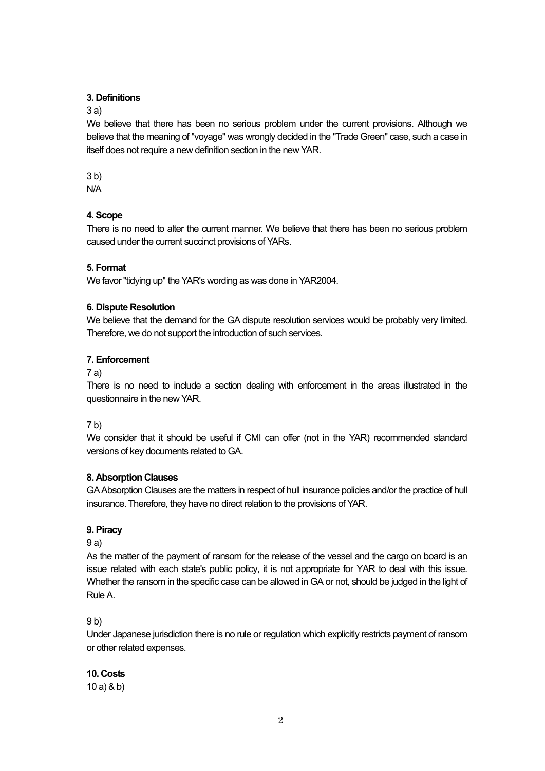### 3. Definitions

3 a)

We believe that there has been no serious problem under the current provisions. Although we believe that the meaning of "voyage" was wrongly decided in the "Trade Green" case, such a case in itself does not require a new definition section in the new YAR.

3 b)

N/A

### 4. Scope

There is no need to alter the current manner. We believe that there has been no serious problem caused under the current succinct provisions of YARs.

### 5. Format

We favor "tidying up" the YAR's wording as was done in YAR2004.

### 6. Dispute Resolution

We believe that the demand for the GA dispute resolution services would be probably very limited. Therefore, we do not support the introduction of such services.

### 7. Enforcement

7 a)

There is no need to include a section dealing with enforcement in the areas illustrated in the questionnaire in the new YAR.

7 b)

We consider that it should be useful if CMI can offer (not in the YAR) recommended standard versions of key documents related to GA.

### 8. Absorption Clauses

GA Absorption Clauses are the matters in respect of hull insurance policies and/or the practice of hull insurance. Therefore, they have no direct relation to the provisions of YAR.

### 9. Piracy

9 a)

As the matter of the payment of ransom for the release of the vessel and the cargo on board is an issue related with each state's public policy, it is not appropriate for YAR to deal with this issue. Whether the ransom in the specific case can be allowed in GA or not, should be judged in the light of Rule A.

9 b)

Under Japanese jurisdiction there is no rule or regulation which explicitly restricts payment of ransom or other related expenses.

### 10. Costs

10 a) & b)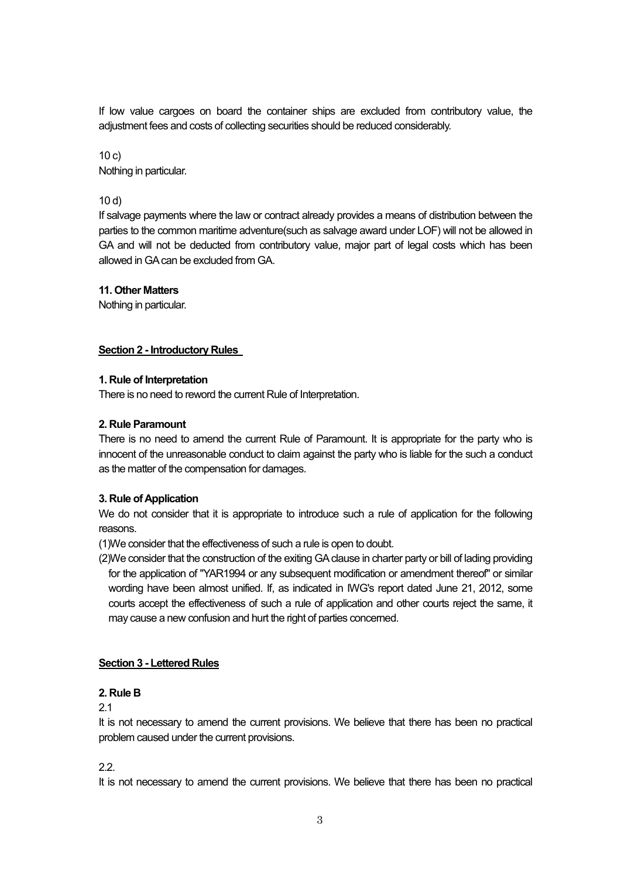If low value cargoes on board the container ships are excluded from contributory value, the adjustment fees and costs of collecting securities should be reduced considerably.

10 c)
Nothing in particular.

10 d)
If salvage payments where the law or contract already provides a means of distribution between the parties to the common maritime adventure(such as salvage award under LOF) will not be allowed in GA and will not be deducted from contributory value, major part of legal costs which has been allowed in GA can be excluded from GA.

**11. Other Matters**
Nothing in particular.

## Section 2 - Introductory Rules

**1. Rule of Interpretation**
There is no need to reword the current Rule of Interpretation.

**2. Rule Paramount**
There is no need to amend the current Rule of Paramount. It is appropriate for the party who is innocent of the unreasonable conduct to claim against the party who is liable for the such a conduct as the matter of the compensation for damages.

**3. Rule of Application**
We do not consider that it is appropriate to introduce such a rule of application for the following reasons.

(1)We consider that the effectiveness of such a rule is open to doubt.
(2)We consider that the construction of the exiting GA clause in charter party or bill of lading providing for the application of "YAR1994 or any subsequent modification or amendment thereof" or similar wording have been almost unified. If, as indicated in IWG's report dated June 21, 2012, some courts accept the effectiveness of such a rule of application and other courts reject the same, it may cause a new confusion and hurt the right of parties concerned.

## Section 3 - Lettered Rules

**2. Rule B**

2.1
It is not necessary to amend the current provisions. We believe that there has been no practical problem caused under the current provisions.

2.2.
It is not necessary to amend the current provisions. We believe that there has been no practical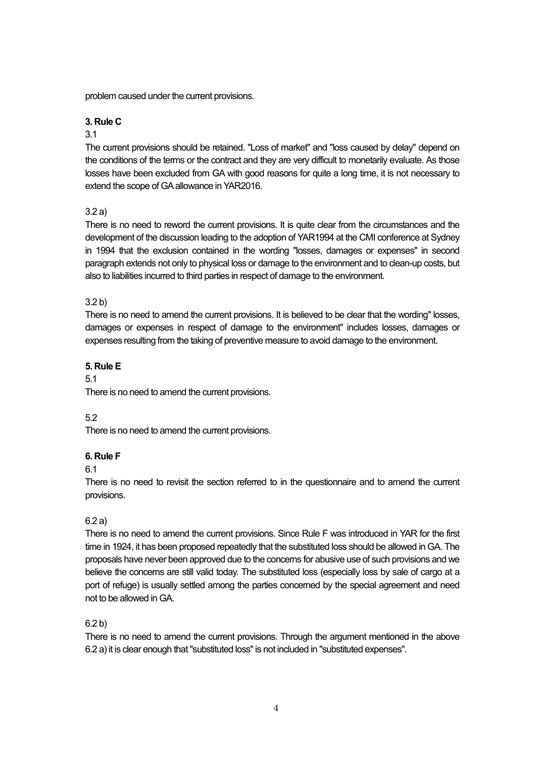problem caused under the current provisions.

**3. Rule C**

3.1

The current provisions should be retained. "Loss of market" and "loss caused by delay" depend on the conditions of the terms or the contract and they are very difficult to monetarily evaluate. As those losses have been excluded from GA with good reasons for quite a long time, it is not necessary to extend the scope of GA allowance in YAR2016.

3.2 a)

There is no need to reword the current provisions. It is quite clear from the circumstances and the development of the discussion leading to the adoption of YAR1994 at the CMI conference at Sydney in 1994 that the exclusion contained in the wording "losses, damages or expenses" in second paragraph extends not only to physical loss or damage to the environment and to clean-up costs, but also to liabilities incurred to third parties in respect of damage to the environment.

3.2 b)

There is no need to amend the current provisions. It is believed to be clear that the wording" losses, damages or expenses in respect of damage to the environment" includes losses, damages or expenses resulting from the taking of preventive measure to avoid damage to the environment.

**5. Rule E**

5.1

There is no need to amend the current provisions.

5.2

There is no need to amend the current provisions.

**6. Rule F**

6.1

There is no need to revisit the section referred to in the questionnaire and to amend the current provisions.

6.2 a)

There is no need to amend the current provisions. Since Rule F was introduced in YAR for the first time in 1924, it has been proposed repeatedly that the substituted loss should be allowed in GA. The proposals have never been approved due to the concerns for abusive use of such provisions and we believe the concerns are still valid today. The substituted loss (especially loss by sale of cargo at a port of refuge) is usually settled among the parties concerned by the special agreement and need not to be allowed in GA.

6.2 b)

There is no need to amend the current provisions. Through the argument mentioned in the above 6.2 a) it is clear enough that "substituted loss" is not included in "substituted expenses".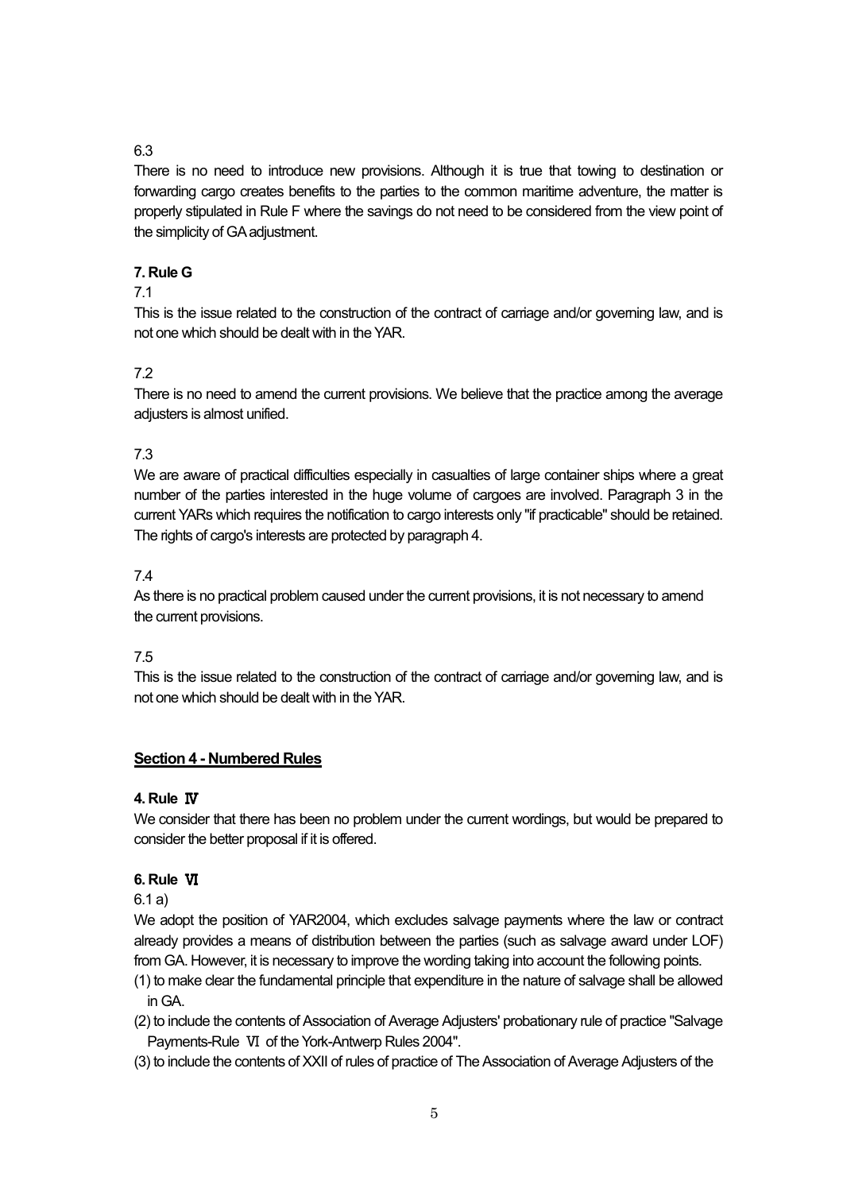6.3

There is no need to introduce new provisions. Although it is true that towing to destination or forwarding cargo creates benefits to the parties to the common maritime adventure, the matter is properly stipulated in Rule F where the savings do not need to be considered from the view point of the simplicity of GA adjustment.

**7. Rule G**

7.1

This is the issue related to the construction of the contract of carriage and/or governing law, and is not one which should be dealt with in the YAR.

7.2

There is no need to amend the current provisions. We believe that the practice among the average adjusters is almost unified.

7.3

We are aware of practical difficulties especially in casualties of large container ships where a great number of the parties interested in the huge volume of cargoes are involved. Paragraph 3 in the current YARs which requires the notification to cargo interests only "if practicable" should be retained. The rights of cargo's interests are protected by paragraph 4.

7.4

As there is no practical problem caused under the current provisions, it is not necessary to amend the current provisions.

7.5

This is the issue related to the construction of the contract of carriage and/or governing law, and is not one which should be dealt with in the YAR.

## Section 4 - Numbered Rules

**4. Rule Ⅳ**

We consider that there has been no problem under the current wordings, but would be prepared to consider the better proposal if it is offered.

**6. Rule Ⅵ**

6.1 a)

We adopt the position of YAR2004, which excludes salvage payments where the law or contract already provides a means of distribution between the parties (such as salvage award under LOF) from GA. However, it is necessary to improve the wording taking into account the following points.

(1) to make clear the fundamental principle that expenditure in the nature of salvage shall be allowed in GA.

(2) to include the contents of Association of Average Adjusters' probationary rule of practice "Salvage Payments-Rule Ⅵ of the York-Antwerp Rules 2004".

(3) to include the contents of XXII of rules of practice of The Association of Average Adjusters of the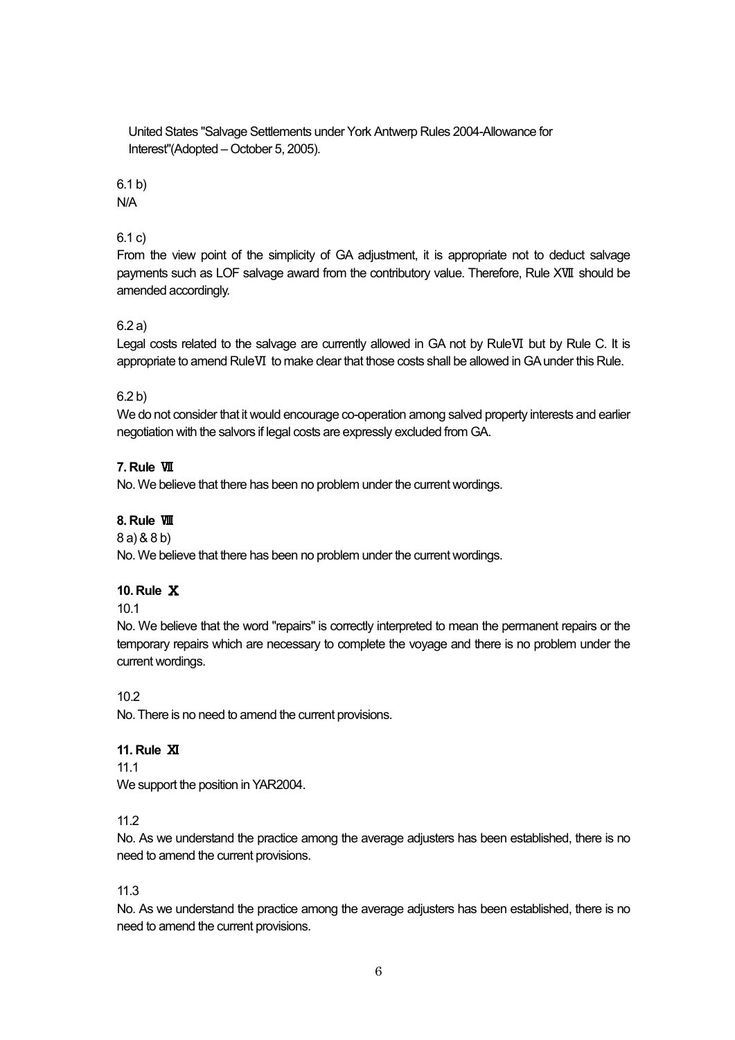United States "Salvage Settlements under York Antwerp Rules 2004-Allowance for Interest"(Adopted – October 5, 2005).

6.1 b)
N/A

6.1 c)
From the view point of the simplicity of GA adjustment, it is appropriate not to deduct salvage payments such as LOF salvage award from the contributory value. Therefore, Rule XVII should be amended accordingly.

6.2 a)
Legal costs related to the salvage are currently allowed in GA not by RuleVI but by Rule C. It is appropriate to amend RuleVI to make clear that those costs shall be allowed in GA under this Rule.

6.2 b)
We do not consider that it would encourage co-operation among salved property interests and earlier negotiation with the salvors if legal costs are expressly excluded from GA.

**7. Rule VII**

No. We believe that there has been no problem under the current wordings.

**8. Rule VIII**

8 a) & 8 b)
No. We believe that there has been no problem under the current wordings.

**10. Rule X**

10.1
No. We believe that the word "repairs" is correctly interpreted to mean the permanent repairs or the temporary repairs which are necessary to complete the voyage and there is no problem under the current wordings.

10.2
No. There is no need to amend the current provisions.

**11. Rule XI**

11.1
We support the position in YAR2004.

11.2
No. As we understand the practice among the average adjusters has been established, there is no need to amend the current provisions.

11.3
No. As we understand the practice among the average adjusters has been established, there is no need to amend the current provisions.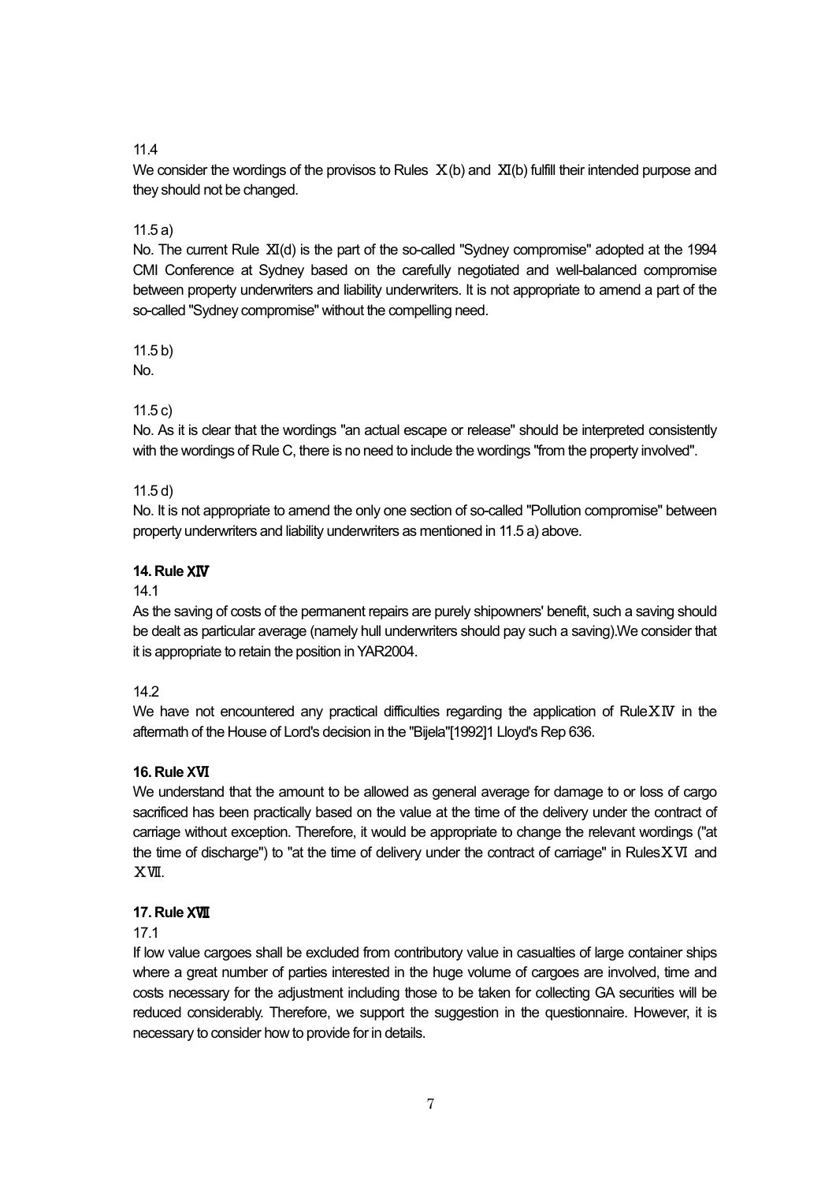11.4

We consider the wordings of the provisos to Rules Ⅹ(b) and Ⅺ(b) fulfill their intended purpose and they should not be changed.

11.5 a)

No. The current Rule Ⅺ(d) is the part of the so-called "Sydney compromise" adopted at the 1994 CMI Conference at Sydney based on the carefully negotiated and well-balanced compromise between property underwriters and liability underwriters. It is not appropriate to amend a part of the so-called "Sydney compromise" without the compelling need.

11.5 b)

No.

11.5 c)

No. As it is clear that the wordings "an actual escape or release" should be interpreted consistently with the wordings of Rule C, there is no need to include the wordings "from the property involved".

11.5 d)

No. It is not appropriate to amend the only one section of so-called "Pollution compromise" between property underwriters and liability underwriters as mentioned in 11.5 a) above.

**14. Rule ⅩⅣ**

14.1

As the saving of costs of the permanent repairs are purely shipowners' benefit, such a saving should be dealt as particular average (namely hull underwriters should pay such a saving).We consider that it is appropriate to retain the position in YAR2004.

14.2

We have not encountered any practical difficulties regarding the application of RuleⅩⅣ in the aftermath of the House of Lord's decision in the "Bijela"[1992]1 Lloyd's Rep 636.

**16. Rule ⅩⅥ**

We understand that the amount to be allowed as general average for damage to or loss of cargo sacrificed has been practically based on the value at the time of the delivery under the contract of carriage without exception. Therefore, it would be appropriate to change the relevant wordings ("at the time of discharge") to "at the time of delivery under the contract of carriage" in RulesⅩⅥ and ⅩⅦ.

**17. Rule ⅩⅦ**

17.1

If low value cargoes shall be excluded from contributory value in casualties of large container ships where a great number of parties interested in the huge volume of cargoes are involved, time and costs necessary for the adjustment including those to be taken for collecting GA securities will be reduced considerably. Therefore, we support the suggestion in the questionnaire. However, it is necessary to consider how to provide for in details.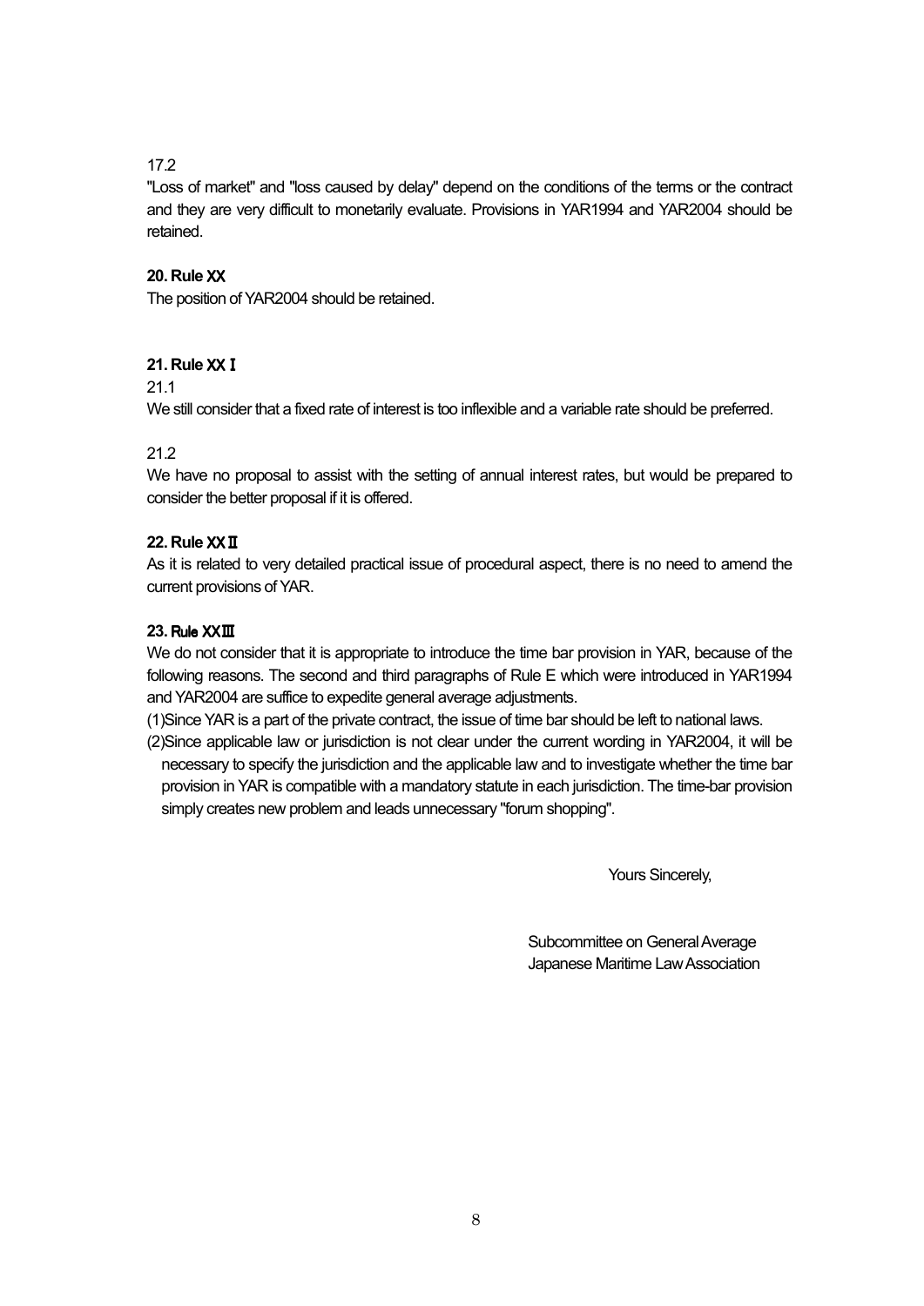17.2

"Loss of market" and "loss caused by delay" depend on the conditions of the terms or the contract and they are very difficult to monetarily evaluate. Provisions in YAR1994 and YAR2004 should be retained.

**20. Rule XX**

The position of YAR2004 should be retained.

**21. Rule XXⅠ**

21.1

We still consider that a fixed rate of interest is too inflexible and a variable rate should be preferred.

21.2

We have no proposal to assist with the setting of annual interest rates, but would be prepared to consider the better proposal if it is offered.

**22. Rule XXⅡ**

As it is related to very detailed practical issue of procedural aspect, there is no need to amend the current provisions of YAR.

**23. Rule XXⅢ**

We do not consider that it is appropriate to introduce the time bar provision in YAR, because of the following reasons. The second and third paragraphs of Rule E which were introduced in YAR1994 and YAR2004 are suffice to expedite general average adjustments.

(1)Since YAR is a part of the private contract, the issue of time bar should be left to national laws.

(2)Since applicable law or jurisdiction is not clear under the current wording in YAR2004, it will be necessary to specify the jurisdiction and the applicable law and to investigate whether the time bar provision in YAR is compatible with a mandatory statute in each jurisdiction. The time-bar provision simply creates new problem and leads unnecessary "forum shopping".

Yours Sincerely,

Subcommittee on General Average
Japanese Maritime Law Association